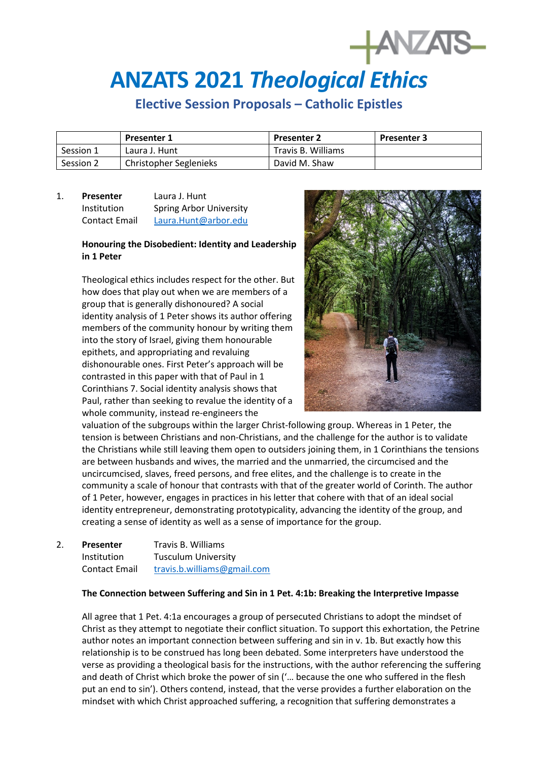# ANZATS 2021 *Theological Ethics*

## Elective Session Proposals – Catholic Epistles

| | Presenter 1 | Presenter 2 | Presenter 3 |
|---|---|---|---|
| Session 1 | Laura J. Hunt | Travis B. Williams | |
| Session 2 | Christopher Seglenieks | David M. Shaw | |

1. **Presenter** Laura J. Hunt
   Institution Spring Arbor University
   Contact Email Laura.Hunt@arbor.edu

   **Honouring the Disobedient: Identity and Leadership in 1 Peter**

   Theological ethics includes respect for the other. But how does that play out when we are members of a group that is generally dishonoured? A social identity analysis of 1 Peter shows its author offering members of the community honour by writing them into the story of Israel, giving them honourable epithets, and appropriating and revaluing dishonourable ones. First Peter's approach will be contrasted in this paper with that of Paul in 1 Corinthians 7. Social identity analysis shows that Paul, rather than seeking to revalue the identity of a whole community, instead re-engineers the valuation of the subgroups within the larger Christ-following group. Whereas in 1 Peter, the tension is between Christians and non-Christians, and the challenge for the author is to validate the Christians while still leaving them open to outsiders joining them, in 1 Corinthians the tensions are between husbands and wives, the married and the unmarried, the circumcised and the uncircumcised, slaves, freed persons, and free elites, and the challenge is to create in the community a scale of honour that contrasts with that of the greater world of Corinth. The author of 1 Peter, however, engages in practices in his letter that cohere with that of an ideal social identity entrepreneur, demonstrating prototypicality, advancing the identity of the group, and creating a sense of identity as well as a sense of importance for the group.

2. **Presenter** Travis B. Williams
   Institution Tusculum University
   Contact Email travis.b.williams@gmail.com

   **The Connection between Suffering and Sin in 1 Pet. 4:1b: Breaking the Interpretive Impasse**

   All agree that 1 Pet. 4:1a encourages a group of persecuted Christians to adopt the mindset of Christ as they attempt to negotiate their conflict situation. To support this exhortation, the Petrine author notes an important connection between suffering and sin in v. 1b. But exactly how this relationship is to be construed has long been debated. Some interpreters have understood the verse as providing a theological basis for the instructions, with the author referencing the suffering and death of Christ which broke the power of sin ('… because the one who suffered in the flesh put an end to sin'). Others contend, instead, that the verse provides a further elaboration on the mindset with which Christ approached suffering, a recognition that suffering demonstrates a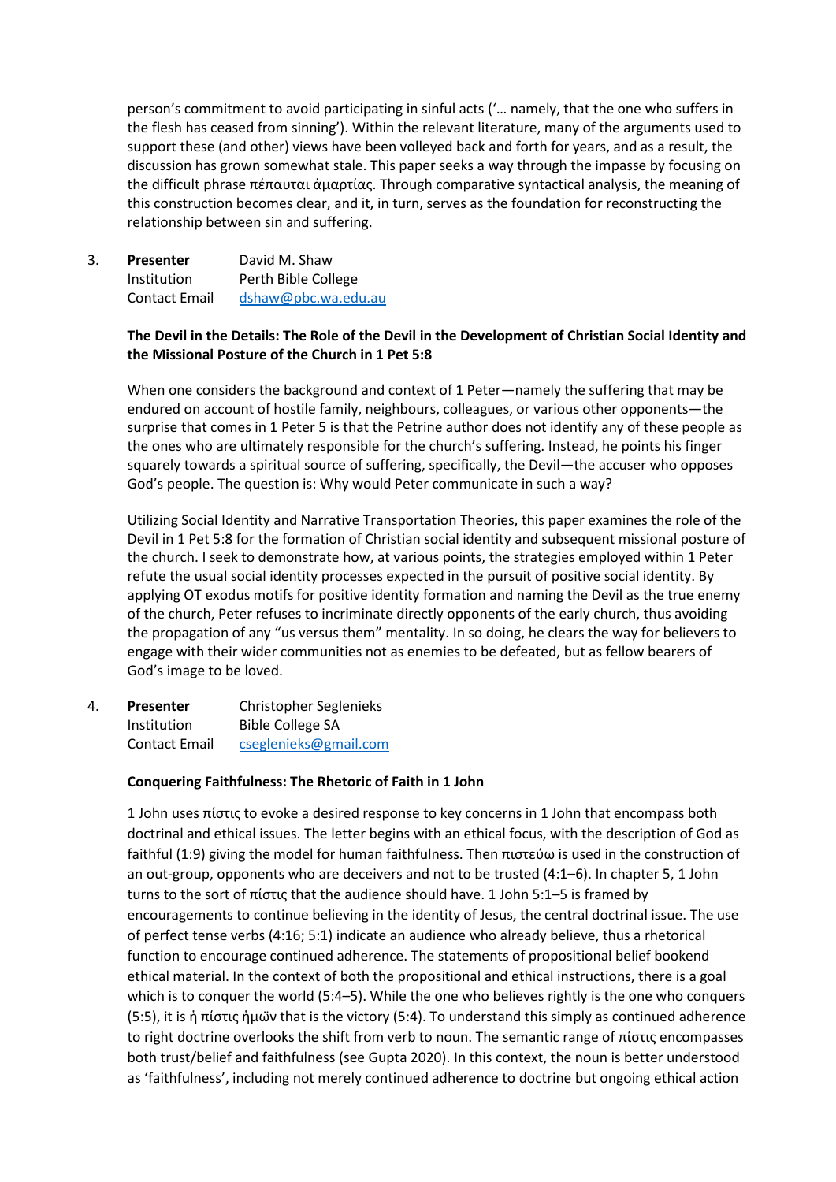person's commitment to avoid participating in sinful acts ('… namely, that the one who suffers in the flesh has ceased from sinning'). Within the relevant literature, many of the arguments used to support these (and other) views have been volleyed back and forth for years, and as a result, the discussion has grown somewhat stale. This paper seeks a way through the impasse by focusing on the difficult phrase πέπαυται ἁμαρτίας. Through comparative syntactical analysis, the meaning of this construction becomes clear, and it, in turn, serves as the foundation for reconstructing the relationship between sin and suffering.

3. **Presenter** David M. Shaw
   Institution Perth Bible College
   Contact Email dshaw@pbc.wa.edu.au

   **The Devil in the Details: The Role of the Devil in the Development of Christian Social Identity and the Missional Posture of the Church in 1 Pet 5:8**

   When one considers the background and context of 1 Peter—namely the suffering that may be endured on account of hostile family, neighbours, colleagues, or various other opponents—the surprise that comes in 1 Peter 5 is that the Petrine author does not identify any of these people as the ones who are ultimately responsible for the church's suffering. Instead, he points his finger squarely towards a spiritual source of suffering, specifically, the Devil—the accuser who opposes God's people. The question is: Why would Peter communicate in such a way?

   Utilizing Social Identity and Narrative Transportation Theories, this paper examines the role of the Devil in 1 Pet 5:8 for the formation of Christian social identity and subsequent missional posture of the church. I seek to demonstrate how, at various points, the strategies employed within 1 Peter refute the usual social identity processes expected in the pursuit of positive social identity. By applying OT exodus motifs for positive identity formation and naming the Devil as the true enemy of the church, Peter refuses to incriminate directly opponents of the early church, thus avoiding the propagation of any "us versus them" mentality. In so doing, he clears the way for believers to engage with their wider communities not as enemies to be defeated, but as fellow bearers of God's image to be loved.

4. **Presenter** Christopher Seglenieks
   Institution Bible College SA
   Contact Email cseglenieks@gmail.com

   **Conquering Faithfulness: The Rhetoric of Faith in 1 John**

   1 John uses πίστις to evoke a desired response to key concerns in 1 John that encompass both doctrinal and ethical issues. The letter begins with an ethical focus, with the description of God as faithful (1:9) giving the model for human faithfulness. Then πιστεύω is used in the construction of an out-group, opponents who are deceivers and not to be trusted (4:1–6). In chapter 5, 1 John turns to the sort of πίστις that the audience should have. 1 John 5:1–5 is framed by encouragements to continue believing in the identity of Jesus, the central doctrinal issue. The use of perfect tense verbs (4:16; 5:1) indicate an audience who already believe, thus a rhetorical function to encourage continued adherence. The statements of propositional belief bookend ethical material. In the context of both the propositional and ethical instructions, there is a goal which is to conquer the world (5:4–5). While the one who believes rightly is the one who conquers (5:5), it is ἡ πίστις ἡμῶν that is the victory (5:4). To understand this simply as continued adherence to right doctrine overlooks the shift from verb to noun. The semantic range of πίστις encompasses both trust/belief and faithfulness (see Gupta 2020). In this context, the noun is better understood as 'faithfulness', including not merely continued adherence to doctrine but ongoing ethical action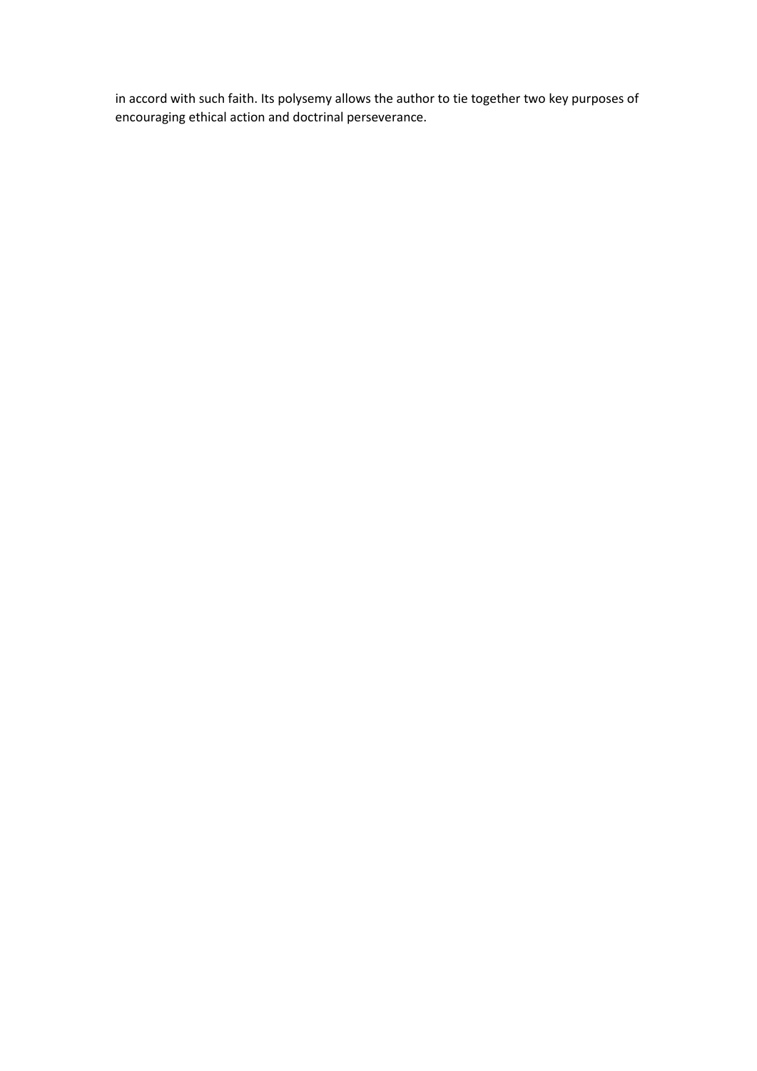in accord with such faith. Its polysemy allows the author to tie together two key purposes of encouraging ethical action and doctrinal perseverance.